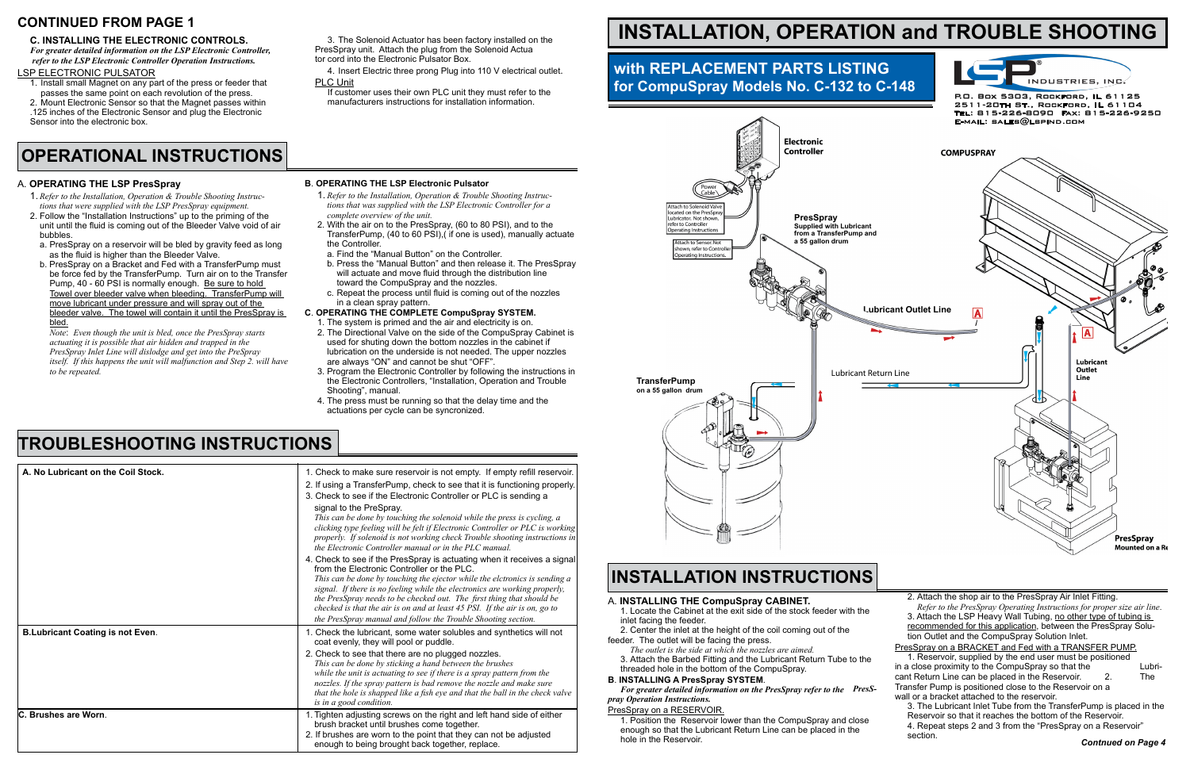## CONTINUED FROM PAGE 1

### C. INSTALLING THE ELECTRONIC CONTROLS.

*For greater detailed information on the LSP Electronic Controller, refer to the LSP Electronic Controller Operation Instructions.*

LSP ELECTRONIC PULSATOR

1. Install small Magnet on any part of the press or feeder that passes the same point on each revolution of the press.
2. Mount Electronic Sensor so that the Magnet passes within .125 inches of the Electronic Sensor and plug the Electronic Sensor into the electronic box.
3. The Solenoid Actuator has been factory installed on the PresSpray unit. Attach the plug from the Solenoid Actua tor cord into the Electronic Pulsator Box.
4. Insert Electric three prong Plug into 110 V electrical outlet.

PLC Unit

If customer uses their own PLC unit they must refer to the manufacturers instructions for installation information.

# OPERATIONAL INSTRUCTIONS

### A. OPERATING THE LSP PresSpray

1. *Refer to the Installation, Operation & Trouble Shooting Instructions that were supplied with the LSP PresSpray equipment.*
2. Follow the "Installation Instructions" up to the priming of the unit until the fluid is coming out of the Bleeder Valve void of air bubbles.
   a. PresSpray on a reservoir will be bled by gravity feed as long as the fluid is higher than the Bleeder Valve.
   b. PresSpray on a Bracket and Fed with a TransferPump must be force fed by the TransferPump. Turn air on to the Transfer Pump, 40 - 60 PSI is normally enough. Be sure to hold Towel over bleeder valve when bleeding. TransferPump will move lubricant under pressure and will spray out of the bleeder valve. The towel will contain it until the PresSpray is bled.

   *Note: Even though the unit is bled, once the PresSpray starts actuating it is possible that air hidden and trapped in the PresSpray Inlet Line will dislodge and get into the PresSpray itself. If this happens the unit will malfunction and Step 2. will have to be repeated.*

### B. OPERATING THE LSP Electronic Pulsator

1. *Refer to the Installation, Operation & Trouble Shooting Instructions that was supplied with the LSP Electronic Controller for a complete overview of the unit.*
2. With the air on to the PresSpray, (60 to 80 PSI), and to the TransferPump, (40 to 60 PSI),( if one is used), manually actuate the Controller.
   a. Find the "Manual Button" on the Controller.
   b. Press the "Manual Button" and then release it. The PresSpray will actuate and move fluid through the distribution line toward the CompuSpray and the nozzles.
   c. Repeat the process until fluid is coming out of the nozzles in a clean spray pattern.

### C. OPERATING THE COMPLETE CompuSpray SYSTEM.

1. The system is primed and the air and electricity is on.
2. The Directional Valve on the side of the CompuSpray Cabinet is used for shuting down the bottom nozzles in the cabinet if lubrication on the underside is not needed. The upper nozzles are always "ON" and cannot be shut "OFF".
3. Program the Electronic Controller by following the instructions in the Electronic Controllers, "Installation, Operation and Trouble Shooting", manual.
4. The press must be running so that the delay time and the actuations per cycle can be syncronized.

# TROUBLESHOOTING INSTRUCTIONS

| | |
|---|---|
| **A. No Lubricant on the Coil Stock.** | 1. Check to make sure reservoir is not empty. If empty refill reservoir.<br>2. If using a TransferPump, check to see that it is functioning properly.<br>3. Check to see if the Electronic Controller or PLC is sending a signal to the PresSpray.<br>*This can be done by touching the solenoid while the press is cycling, a clicking type feeling will be felt if Electronic Controller or PLC is working properly. If solenoid is not working check Trouble shooting instructions in the Electronic Controller manual or in the PLC manual.*<br>4. Check to see if the PresSpray is actuating when it receives a signal from the Electronic Controller or the PLC.<br>*This can be done by touching the ejector while the eltronics is sending a signal. If there is no feeling while the electronics are working properly, the PresSpray needs to be checked out. The first thing that should be checked is that the air is on and at least 45 PSI. If the air is on, go to the PresSpray manual and follow the Trouble Shooting section.* |
| **B.Lubricant Coating is not Even**. | 1. Check the lubricant, some water solubles and synthetics will not coat evenly, they will pool or puddle.<br>2. Check to see that there are no plugged nozzles.<br>*This can be done by sticking a hand between the brushes while the unit is actuating to see if there is a spray pattern from the nozzles. If the spray pattern is bad remove the nozzle and make sure that the hole is shaped like a fish eye and that the ball in the check valve is in a good condition.* |
| **C. Brushes are Worn**. | 1. Tighten adjusting screws on the right and left hand side of either brush bracket until brushes come together.<br>2. If brushes are worn to the point that they can not be adjusted enough to being brought back together, replace. |

# INSTALLATION, OPERATION and TROUBLE SHOOTING

## with REPLACEMENT PARTS LISTING for CompuSpray Models No. C-132 to C-148

LSP INDUSTRIES, INC.
P.O. Box 5303, Rockford, IL 61125
2511-20th St., Rockford, IL 61104
Tel: 815-226-8090 Fax: 815-226-9250
E-mail: sales@lspind.com

Electronic Controller

COMPUSPRAY

Power Cable

Attach to Solenoid Valve located on the PresSpray Lubricator. Not shown, refer to Controller Operating Instructions

Attach to Sensor. Not shown, refer to Controller Operating Instructions.

PresSpray
Supplied with Lubricant from a TransferPump and a 55 gallon drum

Lubricant Outlet Line

A

A

Lubricant Outlet Line

Lubricant Return Line

TransferPump
on a 55 gallon drum

PresSpray
Mounted on a Re

# INSTALLATION INSTRUCTIONS

### A. INSTALLING THE CompuSpray CABINET.

1. Locate the Cabinet at the exit side of the stock feeder with the inlet facing the feeder.
2. Center the inlet at the height of the coil coming out of the feeder. The outlet will be facing the press.

   *The outlet is the side at which the nozzles are aimed.*

3. Attach the Barbed Fitting and the Lubricant Return Tube to the threaded hole in the bottom of the CompuSpray.

### B. INSTALLING A PresSpray SYSTEM.

*For greater detailed information on the PresSpray refer to the PresSpray Operation Instructions.*

PresSpray on a RESERVOIR.

1. Position the Reservoir lower than the CompuSpray and close enough so that the Lubricant Return Line can be placed in the hole in the Reservoir.
2. Attach the shop air to the PresSpray Air Inlet Fitting.

   *Refer to the PresSpray Operating Instructions for proper size air line.*

3. Attach the LSP Heavy Wall Tubing, no other type of tubing is recommended for this application, between the PresSpray Solution Outlet and the CompuSpray Solution Inlet.

PresSpray on a BRACKET and FED with a TRANSFER PUMP.

1. Reservoir, supplied by the end user must be positioned in a close proximity to the CompuSpray so that the Lubricant Return Line can be placed in the Reservoir.
2. The Transfer Pump is positioned close to the Reservoir on a wall or a bracket attached to the reservoir.
3. The Lubricant Inlet Tube from the TransferPump is placed in the Reservoir so that it reaches the bottom of the Reservoir.
4. Repeat steps 2 and 3 from the "PresSpray on a Reservoir" section.

*Continued on Page 4*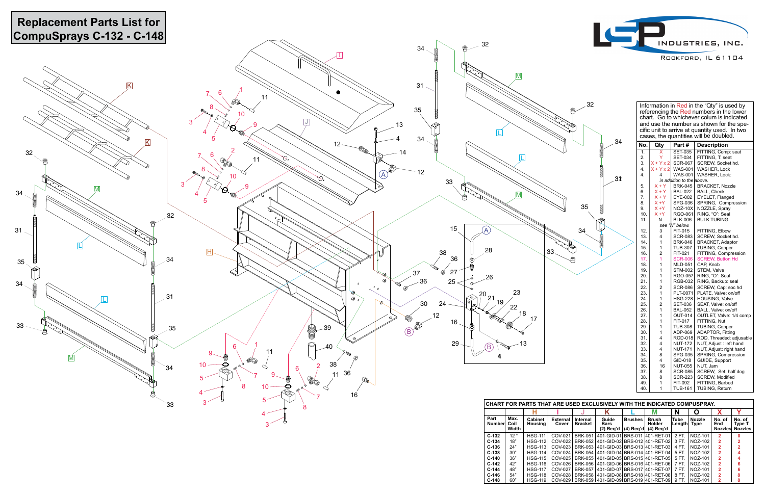# Replacement Parts List for CompuSprays C-132 - C-148

LSP INDUSTRIES, INC.
ROCKFORD, IL 61104

Information in Red in the "Qty" is used by referencing the Red numbers in the lower chart. Go to whichever colum is indicated and use the number as shown for the specific unit to arrive at quantity used. In two cases, the quantities will be doubled.

| No. | Qty | Part # | Description |
|---|---|---|---|
| 1. | X | SET-035 | FITTING, Comp: seat |
| 2. | Y | SET-034 | FITTING, T: seat |
| 3. | X + Y x 2 | SCR-067 | SCREW, Socket hd. |
| 4. | X + Y x 2 | WAS-001 | WASHER, Lock |
| 4. | 4 | WAS-001 | WASHER, Lock: *in addition to the above.* |
| 5. | X + Y | BRK-045 | BRACKET, Nozzle |
| 6. | X + Y | BAL-022 | BALL, Check |
| 7. | X + Y | EYE-002 | EYELET, Flanged |
| 8. | X +Y | SPG-036 | SPRING, Compression |
| 9. | X +Y | NOZ-10X | NOZZLE, Spray |
| 10. | X +Y | RGO-061 | RING, "O": Seal |
| 11. | N *see "N" below.* | BLK-006 | BULK TUBING |
| 12. | 3 | FIT-015 | FITTING, Elbow |
| 13. | 4 | SCR-083 | SCREW, Socket hd. |
| 14. | 1 | BRK-046 | BRACKET, Adaptor |
| 15. | 1 | TUB-307 | TUBING, Copper |
| 16. | 2 | FIT-021 | FITTING, Compression |
| 17. | 1 | SCR-006 | SCREW, Button Hd |
| 18. | 1 | MLD-051 | CAP, Knob |
| 19. | 1 | STM-002 | STEM, Valve |
| 20. | 1 | RGO-057 | RING, "O": Seal |
| 21. | 1 | RGB-032 | RING, Backup: seal |
| 22. | 2 | SCR-086 | SCREW, Cap: soc hd |
| 23. | 1 | PLT-0071 | PLATE, Valve: on/off |
| 24. | 1 | HSG-228 | HOUSING, Valve |
| 25. | 2 | SET-036 | SEAT, Valve: on/off |
| 26. | 1 | BAL-052 | BALL, Valve: on/off |
| 27. | 1 | OUT-014 | OUTLET, Valve: 1/4 comp |
| 28. | 1 | FIT-017 | FITTING, Nut |
| 29. | 1 | TUB-308 | TUBING, Copper |
| 30. | 1 | ADP-069 | ADAPTOR, Fitting |
| 31. | 4 | ROD-018 | ROD, Threaded: adjusable |
| 32. | 4 | NUT-172 | NUT, Adjust : left hand |
| 33. | 4 | NUT-171 | NUT, Adjust: right hand |
| 34. | 8 | SPG-035 | SPRING, Compression |
| 35. | 4 | GID-018 | GUIDE, Support |
| 36. | 16 | NUT-055 | NUT, Jam |
| 37. | 8 | SCR-085 | SCREW, Set: half dog |
| 38. | 8 | SCR-223 | SCREW, Modified |
| 49. | 1 | FIT-092 | FITTING, Barbed |
| 40. | 1 | TUB-161 | TUBING, Return |

## CHART FOR PARTS THAT ARE USED EXCLUSIVELY WITH THE INDICATED COMPUSPRAY.

| | | H | I | J | K | L | M | N | O | X | Y |
|---|---|---|---|---|---|---|---|---|---|---|---|
| Part Number | Max. Coil Width | Cabinet Housing | External Cover | Internal Bracket | Guide Bars (2) Req'd | Brushes (4) Req'd | Brush Holder (4) Req'd | Tube Length | Nozzle Type | No. of End Nozzles | No. of Type T Nozzles |
| C-132 | 12" | HSG-111 | COV-021 | BRK-051 | 401-GID-01 | BRS-011 | 401-RET-01 | 2 FT. | NOZ-101 | 2 | 0 |
| C-134 | 18" | HSG-112 | COV-022 | BRK-052 | 401-GID-02 | BRS-012 | 401-RET-02 | 3 FT. | NOZ-102 | 2 | 2 |
| C-136 | 24" | HSG-113 | COV-023 | BRK-053 | 401-GID-03 | BRS-013 | 401-RET-03 | 4 FT. | NOZ-101 | 2 | 2 |
| C-138 | 30" | HSG-114 | COV-024 | BRK-054 | 401-GID-04 | BRS-014 | 401-RET-04 | 5 FT. | NOZ-102 | 2 | 4 |
| C-140 | 36" | HSG-115 | COV-025 | BRK-055 | 401-GID-05 | BRS-015 | 401-RET-05 | 5 FT. | NOZ-101 | 2 | 4 |
| C-142 | 42" | HSG-116 | COV-026 | BRK-056 | 401-GID-06 | BRS-016 | 401-RET-06 | 7 FT. | NOZ-102 | 2 | 6 |
| C-144 | 48" | HSG-117 | COV-027 | BRK-057 | 401-GID-07 | BRS-017 | 401-RET-07 | 7 FT. | NOZ-101 | 2 | 6 |
| C-146 | 54" | HSG-118 | COV-028 | BRK-058 | 401-GID-08 | BRS-018 | 401-RET-08 | 8 FT. | NOZ-102 | 2 | 8 |
| C-148 | 60" | HSG-119 | COV-029 | BRK-059 | 401-GID-09 | BRS-019 | 401-RET-09 | 9 FT. | NOZ-101 | 2 | 8 |